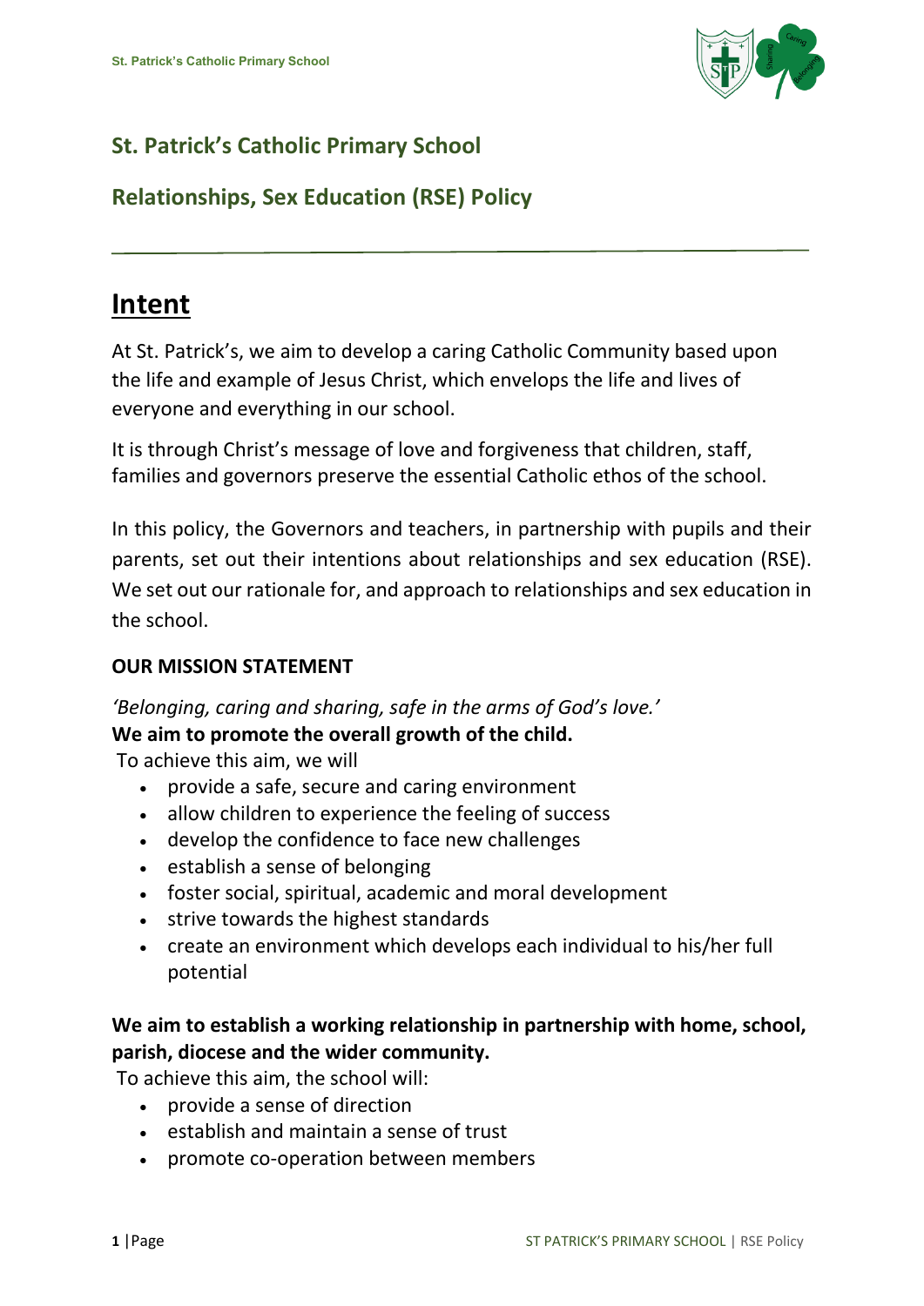# St. Patrick's Catholic Primary School

## Relationships, Sex Education (RSE) Policy

---

## Intent

At St. Patrick's, we aim to develop a caring Catholic Community based upon the life and example of Jesus Christ, which envelops the life and lives of everyone and everything in our school.

It is through Christ's message of love and forgiveness that children, staff, families and governors preserve the essential Catholic ethos of the school.

In this policy, the Governors and teachers, in partnership with pupils and their parents, set out their intentions about relationships and sex education (RSE). We set out our rationale for, and approach to relationships and sex education in the school.

**OUR MISSION STATEMENT**

*'Belonging, caring and sharing, safe in the arms of God's love.'*

**We aim to promote the overall growth of the child.**

To achieve this aim, we will

- provide a safe, secure and caring environment
- allow children to experience the feeling of success
- develop the confidence to face new challenges
- establish a sense of belonging
- foster social, spiritual, academic and moral development
- strive towards the highest standards
- create an environment which develops each individual to his/her full potential

**We aim to establish a working relationship in partnership with home, school, parish, diocese and the wider community.**

To achieve this aim, the school will:

- provide a sense of direction
- establish and maintain a sense of trust
- promote co-operation between members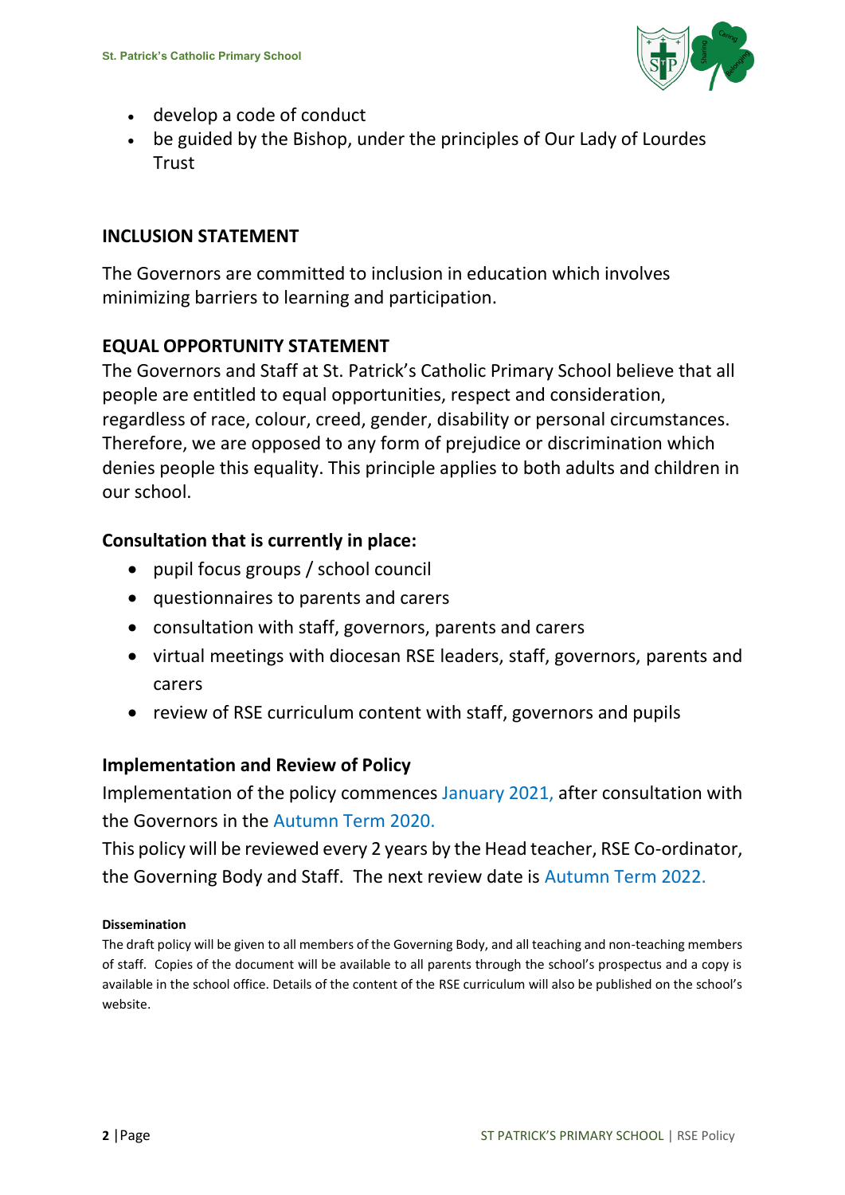- develop a code of conduct
- be guided by the Bishop, under the principles of Our Lady of Lourdes Trust

## INCLUSION STATEMENT

The Governors are committed to inclusion in education which involves minimizing barriers to learning and participation.

## EQUAL OPPORTUNITY STATEMENT

The Governors and Staff at St. Patrick's Catholic Primary School believe that all people are entitled to equal opportunities, respect and consideration, regardless of race, colour, creed, gender, disability or personal circumstances. Therefore, we are opposed to any form of prejudice or discrimination which denies people this equality. This principle applies to both adults and children in our school.

### Consultation that is currently in place:

- pupil focus groups / school council
- questionnaires to parents and carers
- consultation with staff, governors, parents and carers
- virtual meetings with diocesan RSE leaders, staff, governors, parents and carers
- review of RSE curriculum content with staff, governors and pupils

### Implementation and Review of Policy

Implementation of the policy commences January 2021, after consultation with the Governors in the Autumn Term 2020.
This policy will be reviewed every 2 years by the Head teacher, RSE Co-ordinator, the Governing Body and Staff. The next review date is Autumn Term 2022.

#### Dissemination

The draft policy will be given to all members of the Governing Body, and all teaching and non-teaching members of staff. Copies of the document will be available to all parents through the school's prospectus and a copy is available in the school office. Details of the content of the RSE curriculum will also be published on the school's website.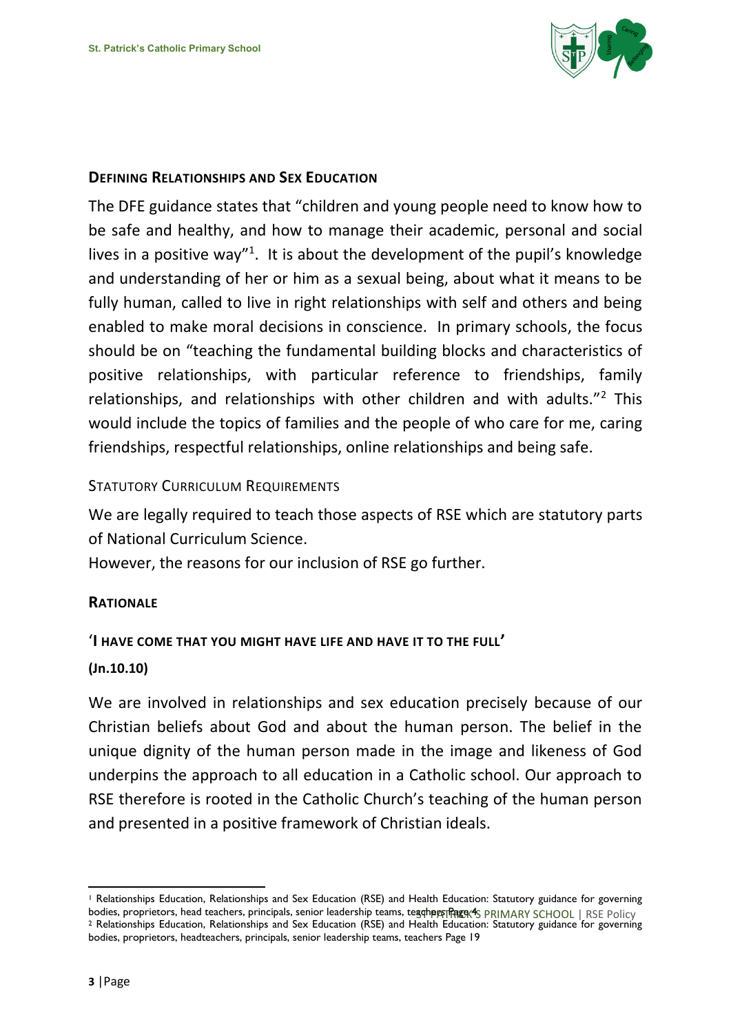## Defining Relationships and Sex Education

The DFE guidance states that "children and young people need to know how to be safe and healthy, and how to manage their academic, personal and social lives in a positive way"[1]. It is about the development of the pupil's knowledge and understanding of her or him as a sexual being, about what it means to be fully human, called to live in right relationships with self and others and being enabled to make moral decisions in conscience. In primary schools, the focus should be on "teaching the fundamental building blocks and characteristics of positive relationships, with particular reference to friendships, family relationships, and relationships with other children and with adults."[2] This would include the topics of families and the people of who care for me, caring friendships, respectful relationships, online relationships and being safe.

### Statutory Curriculum Requirements

We are legally required to teach those aspects of RSE which are statutory parts of National Curriculum Science.
However, the reasons for our inclusion of RSE go further.

## Rationale

### 'I have come that you might have life and have it to the full'

**(Jn.10.10)**

We are involved in relationships and sex education precisely because of our Christian beliefs about God and about the human person. The belief in the unique dignity of the human person made in the image and likeness of God underpins the approach to all education in a Catholic school. Our approach to RSE therefore is rooted in the Catholic Church's teaching of the human person and presented in a positive framework of Christian ideals.

---

[1] Relationships Education, Relationships and Sex Education (RSE) and Health Education: Statutory guidance for governing bodies, proprietors, head teachers, principals, senior leadership teams, teachers Page 4

[2] Relationships Education, Relationships and Sex Education (RSE) and Health Education: Statutory guidance for governing bodies, proprietors, headteachers, principals, senior leadership teams, teachers Page 19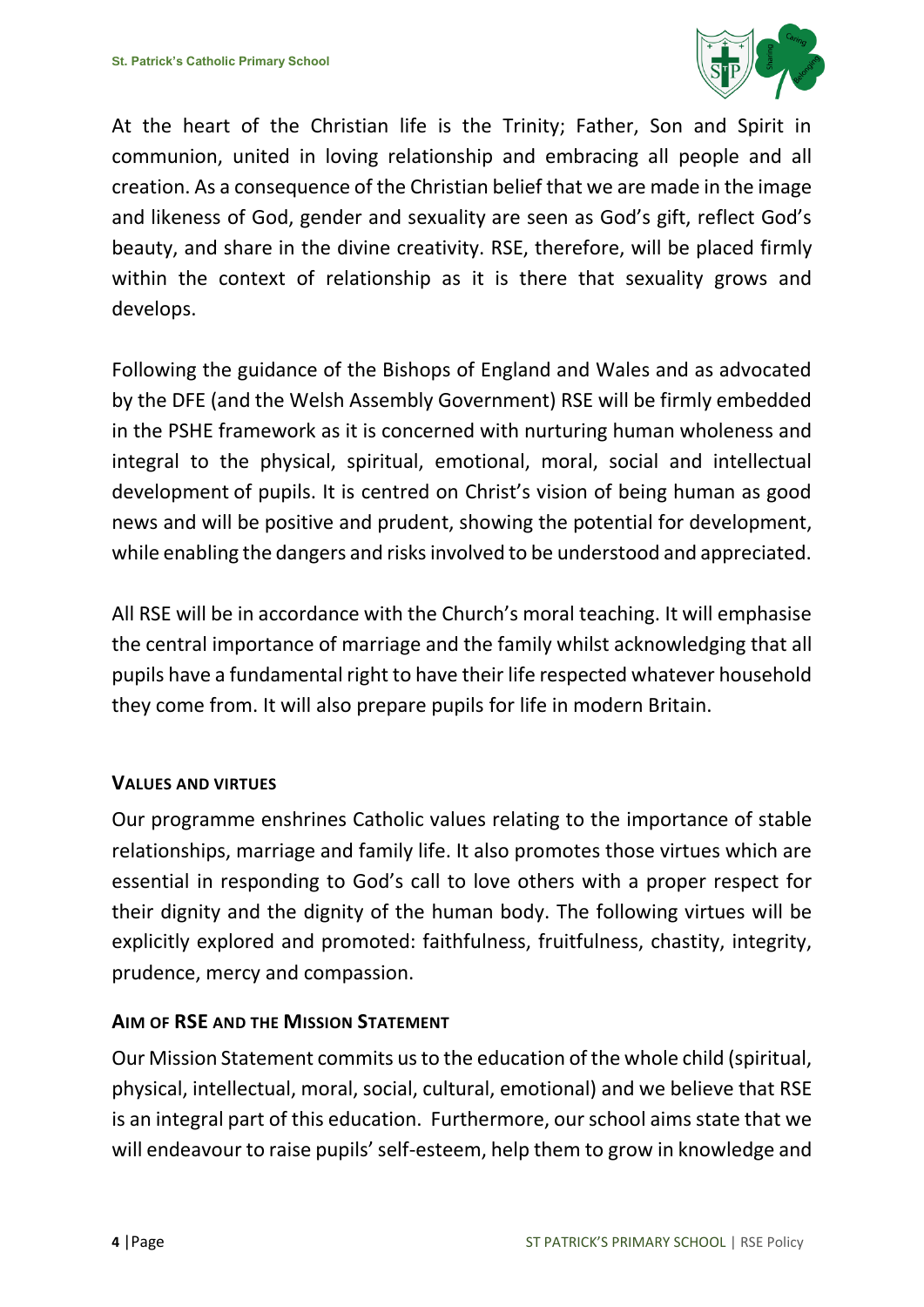At the heart of the Christian life is the Trinity; Father, Son and Spirit in communion, united in loving relationship and embracing all people and all creation. As a consequence of the Christian belief that we are made in the image and likeness of God, gender and sexuality are seen as God's gift, reflect God's beauty, and share in the divine creativity. RSE, therefore, will be placed firmly within the context of relationship as it is there that sexuality grows and develops.

Following the guidance of the Bishops of England and Wales and as advocated by the DFE (and the Welsh Assembly Government) RSE will be firmly embedded in the PSHE framework as it is concerned with nurturing human wholeness and integral to the physical, spiritual, emotional, moral, social and intellectual development of pupils. It is centred on Christ's vision of being human as good news and will be positive and prudent, showing the potential for development, while enabling the dangers and risks involved to be understood and appreciated.

All RSE will be in accordance with the Church's moral teaching. It will emphasise the central importance of marriage and the family whilst acknowledging that all pupils have a fundamental right to have their life respected whatever household they come from. It will also prepare pupils for life in modern Britain.

## Values and Virtues

Our programme enshrines Catholic values relating to the importance of stable relationships, marriage and family life. It also promotes those virtues which are essential in responding to God's call to love others with a proper respect for their dignity and the dignity of the human body. The following virtues will be explicitly explored and promoted: faithfulness, fruitfulness, chastity, integrity, prudence, mercy and compassion.

## Aim of RSE and the Mission Statement

Our Mission Statement commits us to the education of the whole child (spiritual, physical, intellectual, moral, social, cultural, emotional) and we believe that RSE is an integral part of this education. Furthermore, our school aims state that we will endeavour to raise pupils' self-esteem, help them to grow in knowledge and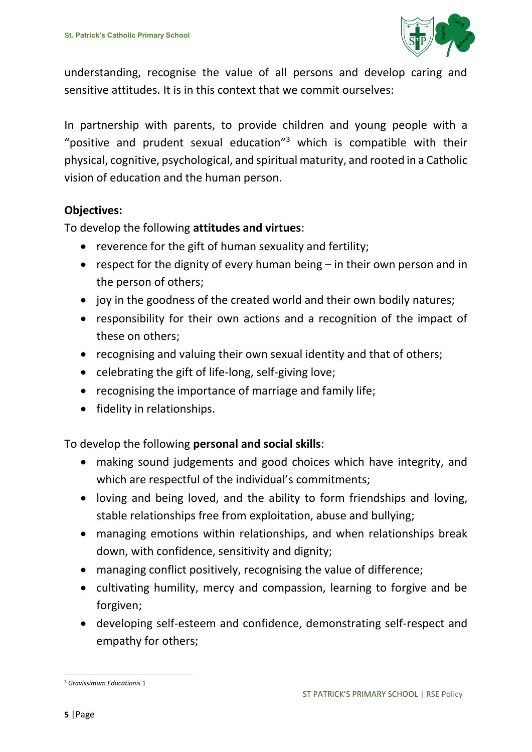understanding, recognise the value of all persons and develop caring and sensitive attitudes. It is in this context that we commit ourselves:

In partnership with parents, to provide children and young people with a "positive and prudent sexual education"[3] which is compatible with their physical, cognitive, psychological, and spiritual maturity, and rooted in a Catholic vision of education and the human person.

**Objectives:**

To develop the following **attitudes and virtues**:

- reverence for the gift of human sexuality and fertility;
- respect for the dignity of every human being – in their own person and in the person of others;
- joy in the goodness of the created world and their own bodily natures;
- responsibility for their own actions and a recognition of the impact of these on others;
- recognising and valuing their own sexual identity and that of others;
- celebrating the gift of life-long, self-giving love;
- recognising the importance of marriage and family life;
- fidelity in relationships.

To develop the following **personal and social skills**:

- making sound judgements and good choices which have integrity, and which are respectful of the individual's commitments;
- loving and being loved, and the ability to form friendships and loving, stable relationships free from exploitation, abuse and bullying;
- managing emotions within relationships, and when relationships break down, with confidence, sensitivity and dignity;
- managing conflict positively, recognising the value of difference;
- cultivating humility, mercy and compassion, learning to forgive and be forgiven;
- developing self-esteem and confidence, demonstrating self-respect and empathy for others;

---

[3] *Gravissimum Educationis* 1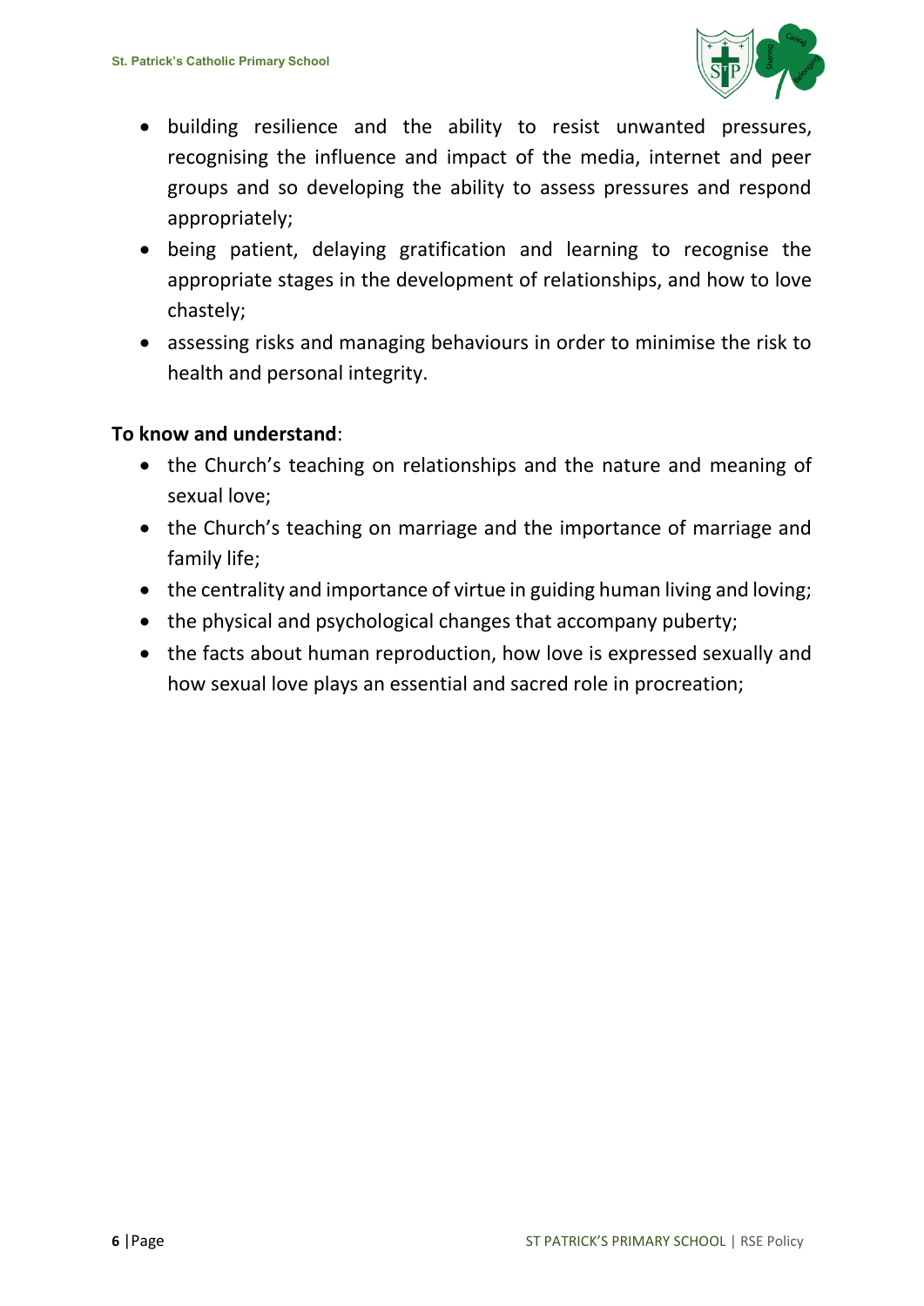- building resilience and the ability to resist unwanted pressures, recognising the influence and impact of the media, internet and peer groups and so developing the ability to assess pressures and respond appropriately;
- being patient, delaying gratification and learning to recognise the appropriate stages in the development of relationships, and how to love chastely;
- assessing risks and managing behaviours in order to minimise the risk to health and personal integrity.

**To know and understand**:

- the Church's teaching on relationships and the nature and meaning of sexual love;
- the Church's teaching on marriage and the importance of marriage and family life;
- the centrality and importance of virtue in guiding human living and loving;
- the physical and psychological changes that accompany puberty;
- the facts about human reproduction, how love is expressed sexually and how sexual love plays an essential and sacred role in procreation;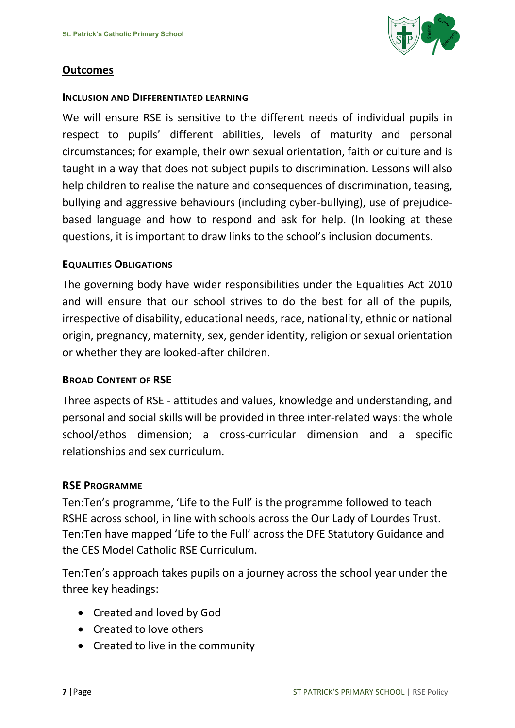## Outcomes

### Inclusion and Differentiated learning

We will ensure RSE is sensitive to the different needs of individual pupils in respect to pupils' different abilities, levels of maturity and personal circumstances; for example, their own sexual orientation, faith or culture and is taught in a way that does not subject pupils to discrimination. Lessons will also help children to realise the nature and consequences of discrimination, teasing, bullying and aggressive behaviours (including cyber-bullying), use of prejudice-based language and how to respond and ask for help. (In looking at these questions, it is important to draw links to the school's inclusion documents.

### Equalities Obligations

The governing body have wider responsibilities under the Equalities Act 2010 and will ensure that our school strives to do the best for all of the pupils, irrespective of disability, educational needs, race, nationality, ethnic or national origin, pregnancy, maternity, sex, gender identity, religion or sexual orientation or whether they are looked-after children.

### Broad Content of RSE

Three aspects of RSE - attitudes and values, knowledge and understanding, and personal and social skills will be provided in three inter-related ways: the whole school/ethos dimension; a cross-curricular dimension and a specific relationships and sex curriculum.

### RSE Programme

Ten:Ten's programme, 'Life to the Full' is the programme followed to teach RSHE across school, in line with schools across the Our Lady of Lourdes Trust. Ten:Ten have mapped 'Life to the Full' across the DFE Statutory Guidance and the CES Model Catholic RSE Curriculum.

Ten:Ten's approach takes pupils on a journey across the school year under the three key headings:

- Created and loved by God
- Created to love others
- Created to live in the community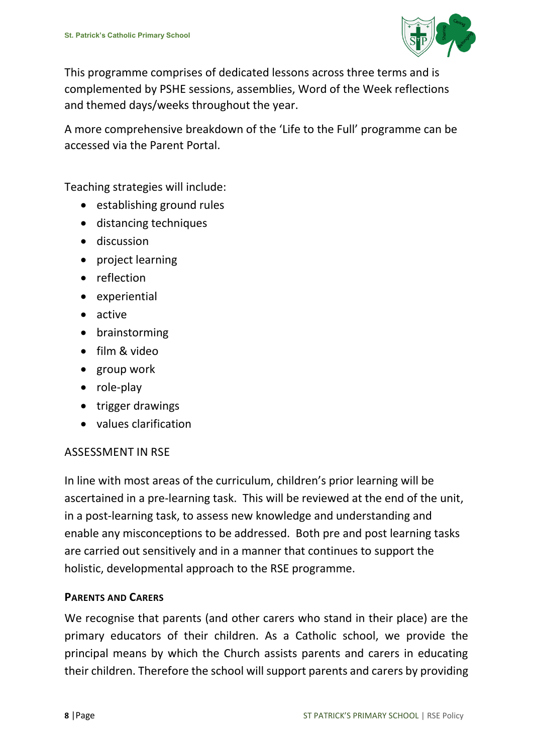This programme comprises of dedicated lessons across three terms and is complemented by PSHE sessions, assemblies, Word of the Week reflections and themed days/weeks throughout the year.

A more comprehensive breakdown of the 'Life to the Full' programme can be accessed via the Parent Portal.

Teaching strategies will include:

- establishing ground rules
- distancing techniques
- discussion
- project learning
- reflection
- experiential
- active
- brainstorming
- film & video
- group work
- role-play
- trigger drawings
- values clarification

## ASSESSMENT IN RSE

In line with most areas of the curriculum, children's prior learning will be ascertained in a pre-learning task. This will be reviewed at the end of the unit, in a post-learning task, to assess new knowledge and understanding and enable any misconceptions to be addressed. Both pre and post learning tasks are carried out sensitively and in a manner that continues to support the holistic, developmental approach to the RSE programme.

## PARENTS AND CARERS

We recognise that parents (and other carers who stand in their place) are the primary educators of their children. As a Catholic school, we provide the principal means by which the Church assists parents and carers in educating their children. Therefore the school will support parents and carers by providing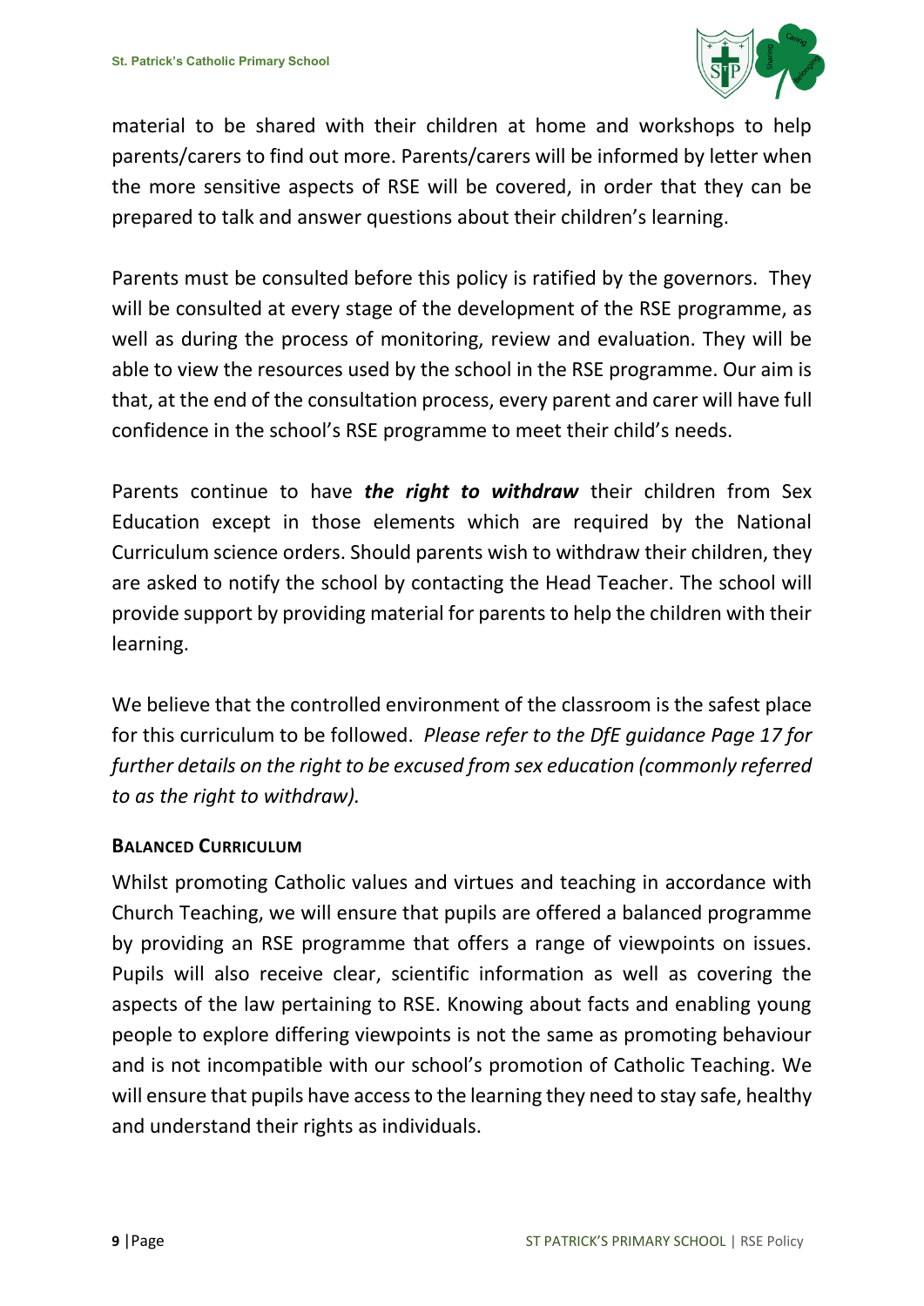material to be shared with their children at home and workshops to help parents/carers to find out more. Parents/carers will be informed by letter when the more sensitive aspects of RSE will be covered, in order that they can be prepared to talk and answer questions about their children's learning.

Parents must be consulted before this policy is ratified by the governors. They will be consulted at every stage of the development of the RSE programme, as well as during the process of monitoring, review and evaluation. They will be able to view the resources used by the school in the RSE programme. Our aim is that, at the end of the consultation process, every parent and carer will have full confidence in the school's RSE programme to meet their child's needs.

Parents continue to have ***the right to withdraw*** their children from Sex Education except in those elements which are required by the National Curriculum science orders. Should parents wish to withdraw their children, they are asked to notify the school by contacting the Head Teacher. The school will provide support by providing material for parents to help the children with their learning.

We believe that the controlled environment of the classroom is the safest place for this curriculum to be followed. *Please refer to the DfE guidance Page 17 for further details on the right to be excused from sex education (commonly referred to as the right to withdraw).*

### BALANCED CURRICULUM

Whilst promoting Catholic values and virtues and teaching in accordance with Church Teaching, we will ensure that pupils are offered a balanced programme by providing an RSE programme that offers a range of viewpoints on issues. Pupils will also receive clear, scientific information as well as covering the aspects of the law pertaining to RSE. Knowing about facts and enabling young people to explore differing viewpoints is not the same as promoting behaviour and is not incompatible with our school's promotion of Catholic Teaching. We will ensure that pupils have access to the learning they need to stay safe, healthy and understand their rights as individuals.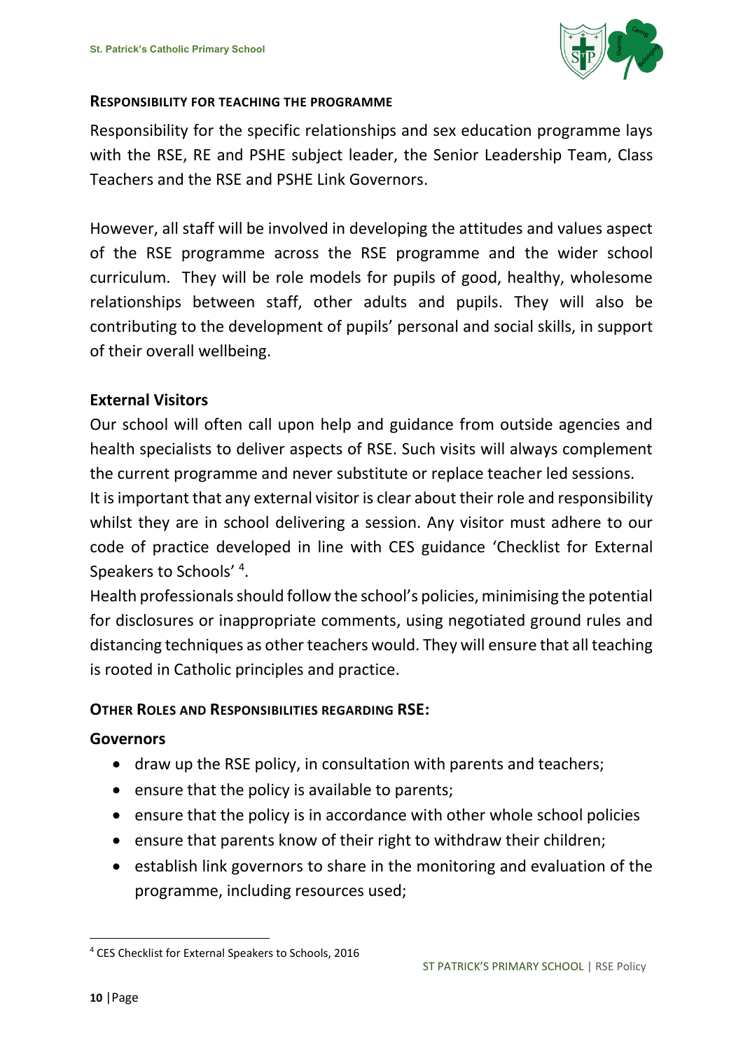## Responsibility for teaching the programme

Responsibility for the specific relationships and sex education programme lays with the RSE, RE and PSHE subject leader, the Senior Leadership Team, Class Teachers and the RSE and PSHE Link Governors.

However, all staff will be involved in developing the attitudes and values aspect of the RSE programme across the RSE programme and the wider school curriculum. They will be role models for pupils of good, healthy, wholesome relationships between staff, other adults and pupils. They will also be contributing to the development of pupils' personal and social skills, in support of their overall wellbeing.

### External Visitors

Our school will often call upon help and guidance from outside agencies and health specialists to deliver aspects of RSE. Such visits will always complement the current programme and never substitute or replace teacher led sessions.

It is important that any external visitor is clear about their role and responsibility whilst they are in school delivering a session. Any visitor must adhere to our code of practice developed in line with CES guidance 'Checklist for External Speakers to Schools' [4].

Health professionals should follow the school's policies, minimising the potential for disclosures or inappropriate comments, using negotiated ground rules and distancing techniques as other teachers would. They will ensure that all teaching is rooted in Catholic principles and practice.

## Other Roles and Responsibilities regarding RSE:

### Governors

- draw up the RSE policy, in consultation with parents and teachers;
- ensure that the policy is available to parents;
- ensure that the policy is in accordance with other whole school policies
- ensure that parents know of their right to withdraw their children;
- establish link governors to share in the monitoring and evaluation of the programme, including resources used;

---

[4] CES Checklist for External Speakers to Schools, 2016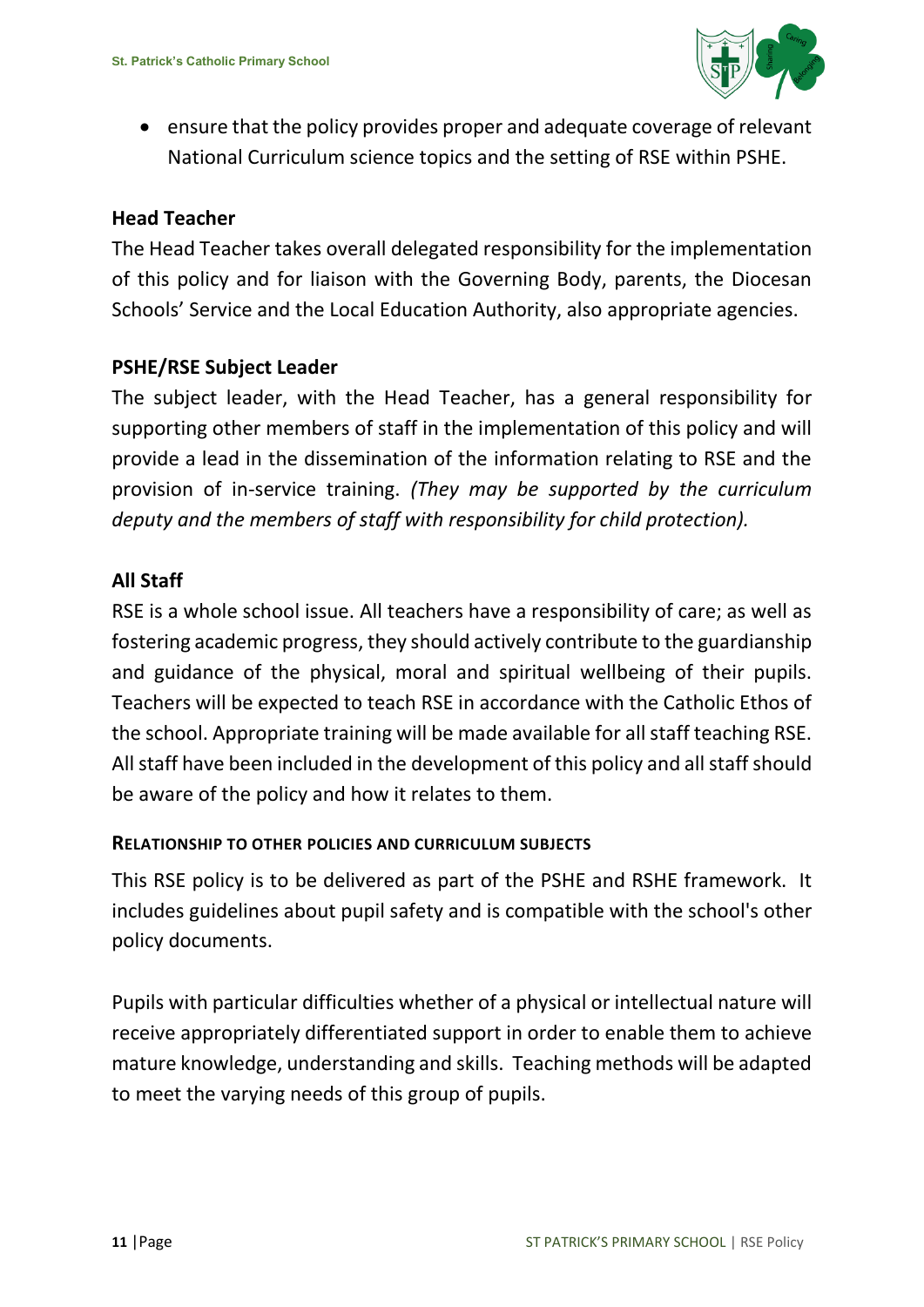- ensure that the policy provides proper and adequate coverage of relevant National Curriculum science topics and the setting of RSE within PSHE.

**Head Teacher**

The Head Teacher takes overall delegated responsibility for the implementation of this policy and for liaison with the Governing Body, parents, the Diocesan Schools' Service and the Local Education Authority, also appropriate agencies.

**PSHE/RSE Subject Leader**

The subject leader, with the Head Teacher, has a general responsibility for supporting other members of staff in the implementation of this policy and will provide a lead in the dissemination of the information relating to RSE and the provision of in-service training. *(They may be supported by the curriculum deputy and the members of staff with responsibility for child protection).*

**All Staff**

RSE is a whole school issue. All teachers have a responsibility of care; as well as fostering academic progress, they should actively contribute to the guardianship and guidance of the physical, moral and spiritual wellbeing of their pupils. Teachers will be expected to teach RSE in accordance with the Catholic Ethos of the school. Appropriate training will be made available for all staff teaching RSE. All staff have been included in the development of this policy and all staff should be aware of the policy and how it relates to them.

**RELATIONSHIP TO OTHER POLICIES AND CURRICULUM SUBJECTS**

This RSE policy is to be delivered as part of the PSHE and RSHE framework. It includes guidelines about pupil safety and is compatible with the school's other policy documents.

Pupils with particular difficulties whether of a physical or intellectual nature will receive appropriately differentiated support in order to enable them to achieve mature knowledge, understanding and skills. Teaching methods will be adapted to meet the varying needs of this group of pupils.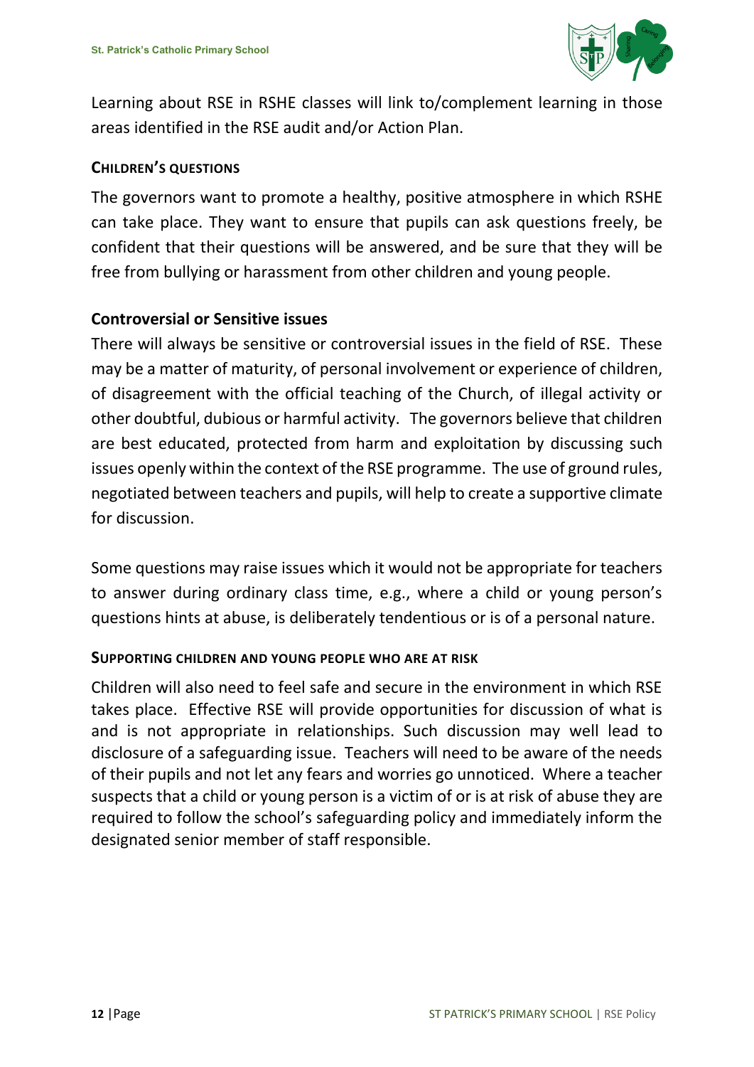Learning about RSE in RSHE classes will link to/complement learning in those areas identified in the RSE audit and/or Action Plan.

### Children's Questions

The governors want to promote a healthy, positive atmosphere in which RSHE can take place. They want to ensure that pupils can ask questions freely, be confident that their questions will be answered, and be sure that they will be free from bullying or harassment from other children and young people.

### Controversial or Sensitive issues

There will always be sensitive or controversial issues in the field of RSE. These may be a matter of maturity, of personal involvement or experience of children, of disagreement with the official teaching of the Church, of illegal activity or other doubtful, dubious or harmful activity. The governors believe that children are best educated, protected from harm and exploitation by discussing such issues openly within the context of the RSE programme. The use of ground rules, negotiated between teachers and pupils, will help to create a supportive climate for discussion.

Some questions may raise issues which it would not be appropriate for teachers to answer during ordinary class time, e.g., where a child or young person's questions hints at abuse, is deliberately tendentious or is of a personal nature.

### Supporting Children and Young People Who Are at Risk

Children will also need to feel safe and secure in the environment in which RSE takes place. Effective RSE will provide opportunities for discussion of what is and is not appropriate in relationships. Such discussion may well lead to disclosure of a safeguarding issue. Teachers will need to be aware of the needs of their pupils and not let any fears and worries go unnoticed. Where a teacher suspects that a child or young person is a victim of or is at risk of abuse they are required to follow the school's safeguarding policy and immediately inform the designated senior member of staff responsible.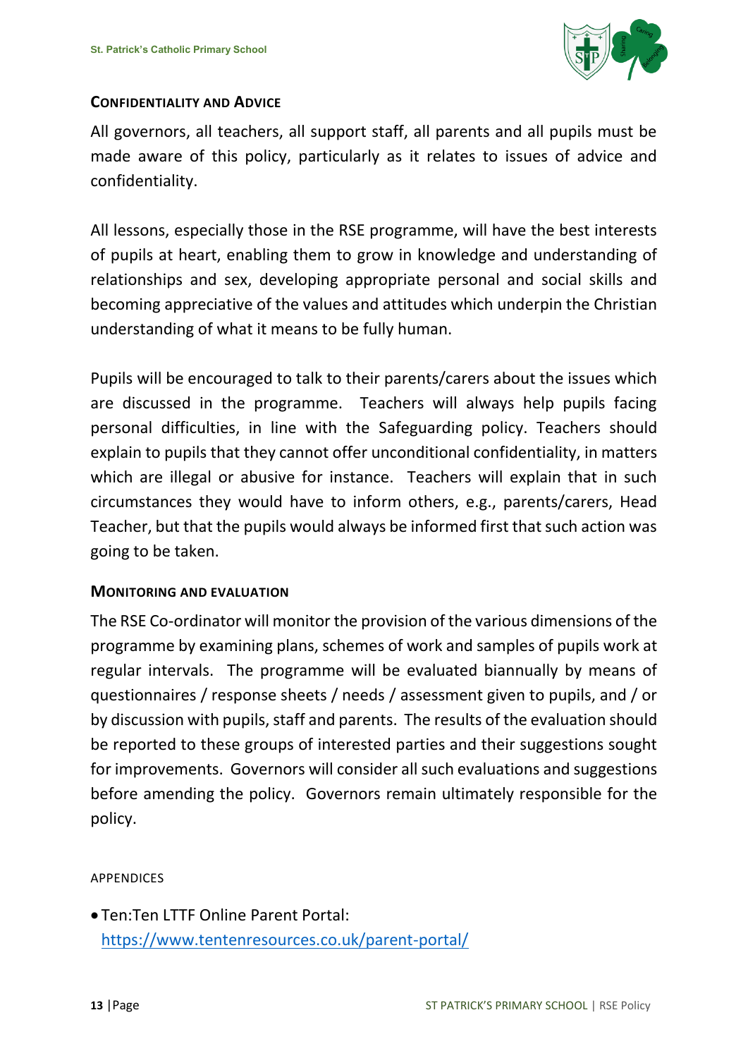## Confidentiality and Advice

All governors, all teachers, all support staff, all parents and all pupils must be made aware of this policy, particularly as it relates to issues of advice and confidentiality.

All lessons, especially those in the RSE programme, will have the best interests of pupils at heart, enabling them to grow in knowledge and understanding of relationships and sex, developing appropriate personal and social skills and becoming appreciative of the values and attitudes which underpin the Christian understanding of what it means to be fully human.

Pupils will be encouraged to talk to their parents/carers about the issues which are discussed in the programme. Teachers will always help pupils facing personal difficulties, in line with the Safeguarding policy. Teachers should explain to pupils that they cannot offer unconditional confidentiality, in matters which are illegal or abusive for instance. Teachers will explain that in such circumstances they would have to inform others, e.g., parents/carers, Head Teacher, but that the pupils would always be informed first that such action was going to be taken.

## Monitoring and Evaluation

The RSE Co-ordinator will monitor the provision of the various dimensions of the programme by examining plans, schemes of work and samples of pupils work at regular intervals. The programme will be evaluated biannually by means of questionnaires / response sheets / needs / assessment given to pupils, and / or by discussion with pupils, staff and parents. The results of the evaluation should be reported to these groups of interested parties and their suggestions sought for improvements. Governors will consider all such evaluations and suggestions before amending the policy. Governors remain ultimately responsible for the policy.

APPENDICES

- Ten:Ten LTTF Online Parent Portal: https://www.tentenresources.co.uk/parent-portal/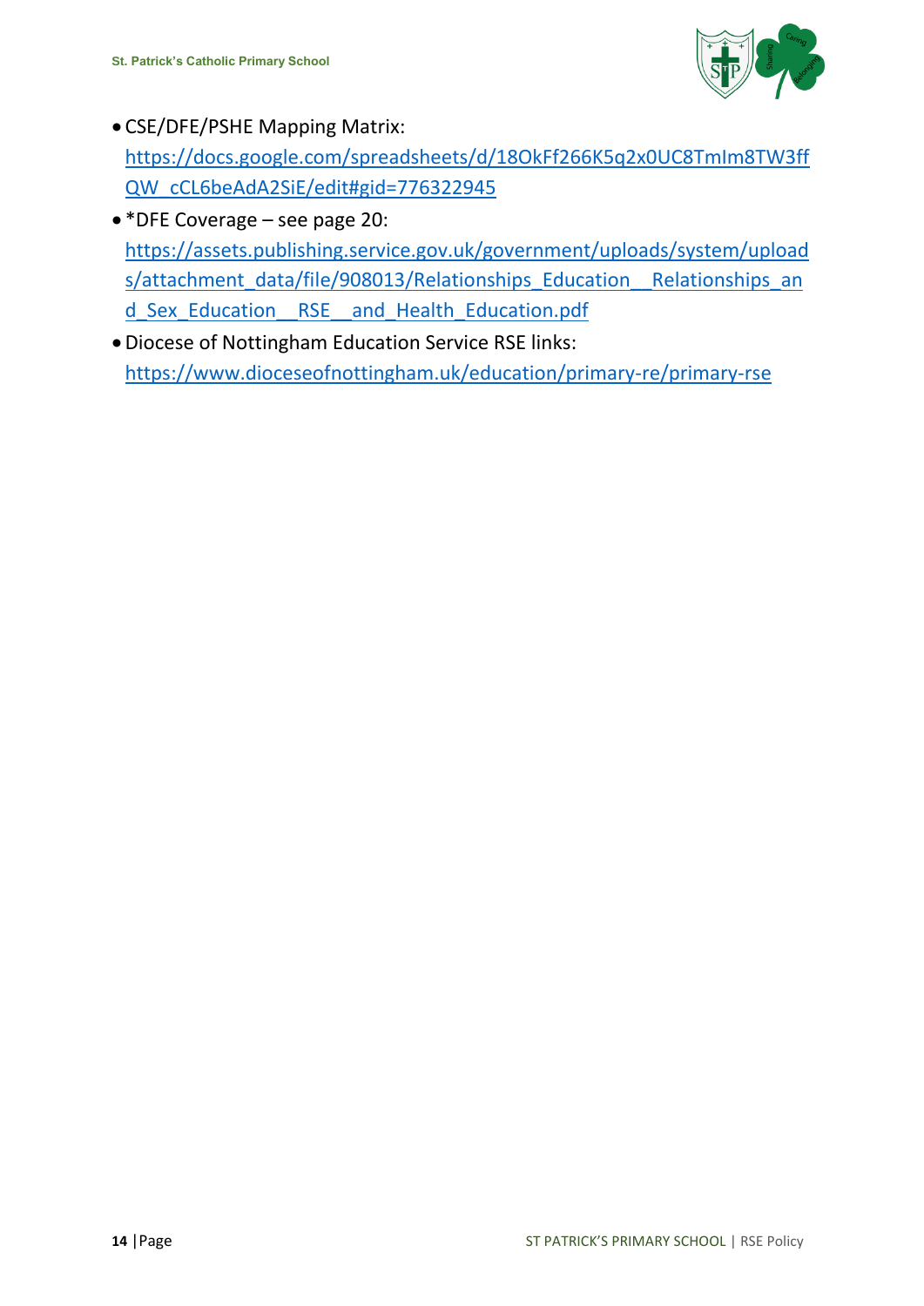- CSE/DFE/PSHE Mapping Matrix: https://docs.google.com/spreadsheets/d/18OkFf266K5q2x0UC8TmIm8TW3ffQW_cCL6beAdA2SiE/edit#gid=776322945
- *DFE Coverage – see page 20: https://assets.publishing.service.gov.uk/government/uploads/system/uploads/attachment_data/file/908013/Relationships_Education__Relationships_and_Sex_Education__RSE__and_Health_Education.pdf
- Diocese of Nottingham Education Service RSE links: https://www.dioceseofnottingham.uk/education/primary-re/primary-rse